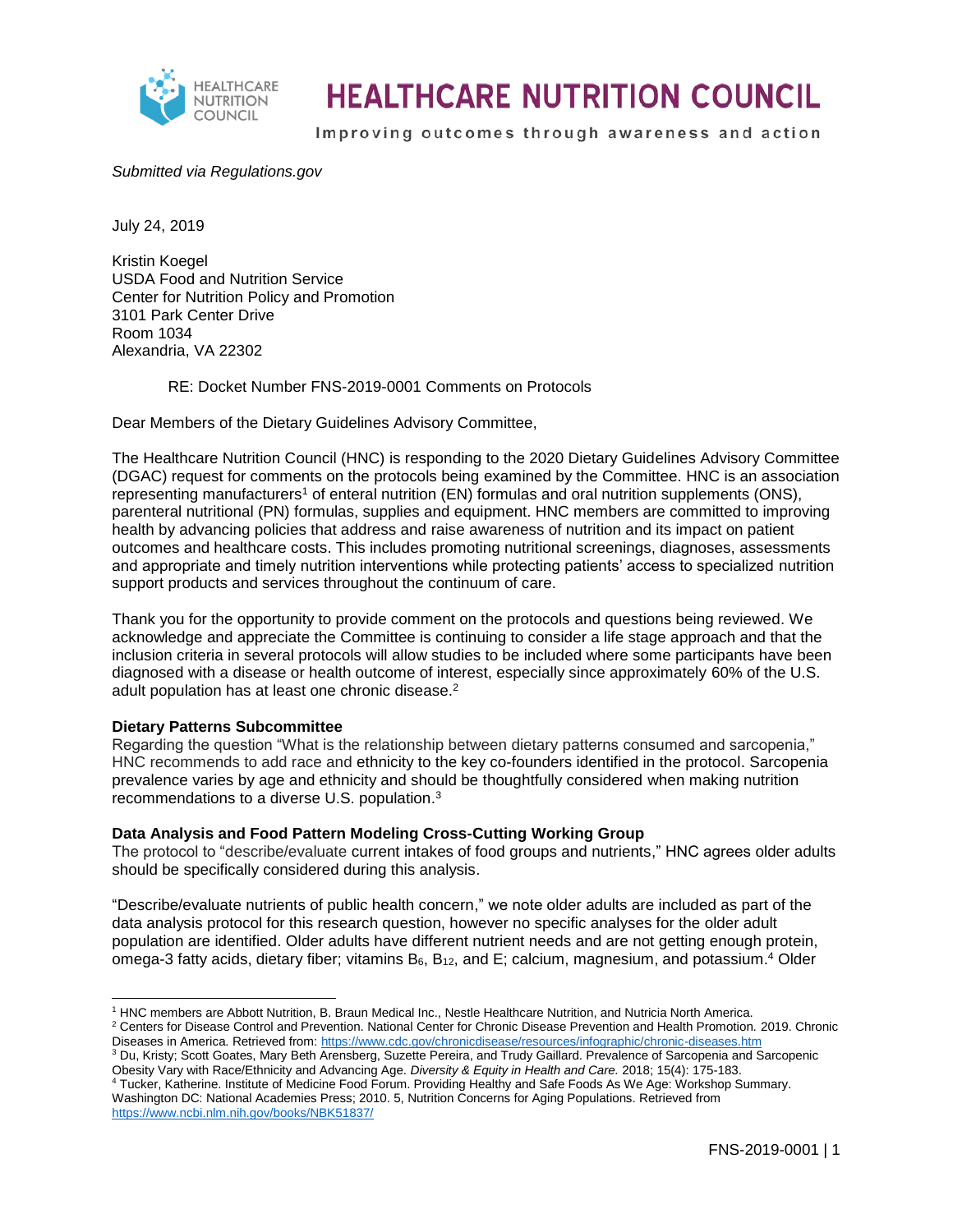# HEALTHCARE NUTRITION COUNCIL

Improving outcomes through awareness and action

*Submitted via Regulations.gov*

July 24, 2019

Kristin Koegel
USDA Food and Nutrition Service
Center for Nutrition Policy and Promotion
3101 Park Center Drive
Room 1034
Alexandria, VA 22302

RE: Docket Number FNS-2019-0001 Comments on Protocols

Dear Members of the Dietary Guidelines Advisory Committee,

The Healthcare Nutrition Council (HNC) is responding to the 2020 Dietary Guidelines Advisory Committee (DGAC) request for comments on the protocols being examined by the Committee. HNC is an association representing manufacturers[1] of enteral nutrition (EN) formulas and oral nutrition supplements (ONS), parenteral nutritional (PN) formulas, supplies and equipment. HNC members are committed to improving health by advancing policies that address and raise awareness of nutrition and its impact on patient outcomes and healthcare costs. This includes promoting nutritional screenings, diagnoses, assessments and appropriate and timely nutrition interventions while protecting patients' access to specialized nutrition support products and services throughout the continuum of care.

Thank you for the opportunity to provide comment on the protocols and questions being reviewed. We acknowledge and appreciate the Committee is continuing to consider a life stage approach and that the inclusion criteria in several protocols will allow studies to be included where some participants have been diagnosed with a disease or health outcome of interest, especially since approximately 60% of the U.S. adult population has at least one chronic disease.[2]

**Dietary Patterns Subcommittee**

Regarding the question "What is the relationship between dietary patterns consumed and sarcopenia," HNC recommends to add race and ethnicity to the key co-founders identified in the protocol. Sarcopenia prevalence varies by age and ethnicity and should be thoughtfully considered when making nutrition recommendations to a diverse U.S. population.[3]

**Data Analysis and Food Pattern Modeling Cross-Cutting Working Group**

The protocol to "describe/evaluate current intakes of food groups and nutrients," HNC agrees older adults should be specifically considered during this analysis.

"Describe/evaluate nutrients of public health concern," we note older adults are included as part of the data analysis protocol for this research question, however no specific analyses for the older adult population are identified. Older adults have different nutrient needs and are not getting enough protein, omega-3 fatty acids, dietary fiber; vitamins $B_6$, $B_{12}$, and E; calcium, magnesium, and potassium.[4] Older

---

[1] HNC members are Abbott Nutrition, B. Braun Medical Inc., Nestle Healthcare Nutrition, and Nutricia North America.

[2] Centers for Disease Control and Prevention. National Center for Chronic Disease Prevention and Health Promotion. 2019. Chronic Diseases in America. Retrieved from: https://www.cdc.gov/chronicdisease/resources/infographic/chronic-diseases.htm

[3] Du, Kristy; Scott Goates, Mary Beth Arensberg, Suzette Pereira, and Trudy Gaillard. Prevalence of Sarcopenia and Sarcopenic Obesity Vary with Race/Ethnicity and Advancing Age. *Diversity & Equity in Health and Care.* 2018; 15(4): 175-183.

[4] Tucker, Katherine. Institute of Medicine Food Forum. Providing Healthy and Safe Foods As We Age: Workshop Summary. Washington DC: National Academies Press; 2010. 5, Nutrition Concerns for Aging Populations. Retrieved from https://www.ncbi.nlm.nih.gov/books/NBK51837/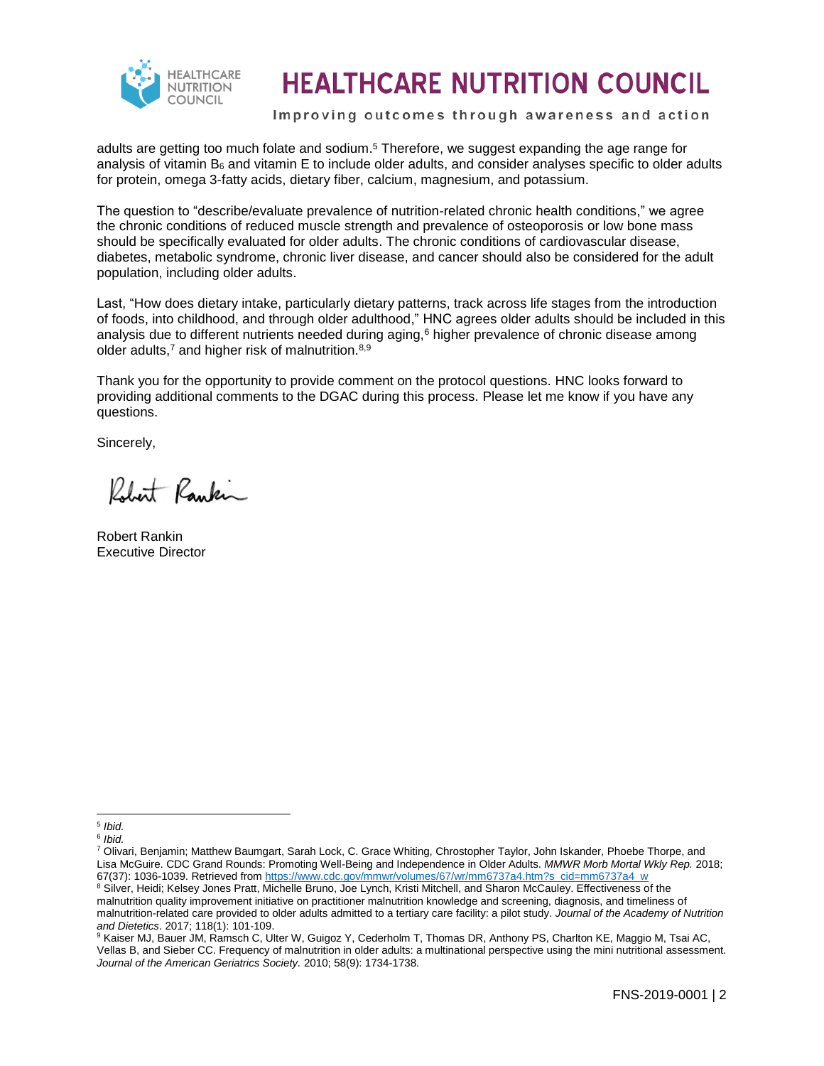adults are getting too much folate and sodium.[5] Therefore, we suggest expanding the age range for analysis of vitamin $B_6$ and vitamin E to include older adults, and consider analyses specific to older adults for protein, omega 3-fatty acids, dietary fiber, calcium, magnesium, and potassium.

The question to "describe/evaluate prevalence of nutrition-related chronic health conditions," we agree the chronic conditions of reduced muscle strength and prevalence of osteoporosis or low bone mass should be specifically evaluated for older adults. The chronic conditions of cardiovascular disease, diabetes, metabolic syndrome, chronic liver disease, and cancer should also be considered for the adult population, including older adults.

Last, "How does dietary intake, particularly dietary patterns, track across life stages from the introduction of foods, into childhood, and through older adulthood," HNC agrees older adults should be included in this analysis due to different nutrients needed during aging,[6] higher prevalence of chronic disease among older adults,[7] and higher risk of malnutrition.[8,9]

Thank you for the opportunity to provide comment on the protocol questions. HNC looks forward to providing additional comments to the DGAC during this process. Please let me know if you have any questions.

Sincerely,

Robert Rankin

Robert Rankin
Executive Director

---

[5] *Ibid.*

[6] *Ibid.*

[7] Olivari, Benjamin; Matthew Baumgart, Sarah Lock, C. Grace Whiting, Chrostopher Taylor, John Iskander, Phoebe Thorpe, and Lisa McGuire. CDC Grand Rounds: Promoting Well-Being and Independence in Older Adults. *MMWR Morb Mortal Wkly Rep.* 2018; 67(37): 1036-1039. Retrieved from https://www.cdc.gov/mmwr/volumes/67/wr/mm6737a4.htm?s_cid=mm6737a4_w

[8] Silver, Heidi; Kelsey Jones Pratt, Michelle Bruno, Joe Lynch, Kristi Mitchell, and Sharon McCauley. Effectiveness of the malnutrition quality improvement initiative on practitioner malnutrition knowledge and screening, diagnosis, and timeliness of malnutrition-related care provided to older adults admitted to a tertiary care facility: a pilot study. *Journal of the Academy of Nutrition and Dietetics*. 2017; 118(1): 101-109.

[9] Kaiser MJ, Bauer JM, Ramsch C, Ulter W, Guigoz Y, Cederholm T, Thomas DR, Anthony PS, Charlton KE, Maggio M, Tsai AC, Vellas B, and Sieber CC. Frequency of malnutrition in older adults: a multinational perspective using the mini nutritional assessment. *Journal of the American Geriatrics Society.* 2010; 58(9): 1734-1738.

FNS-2019-0001